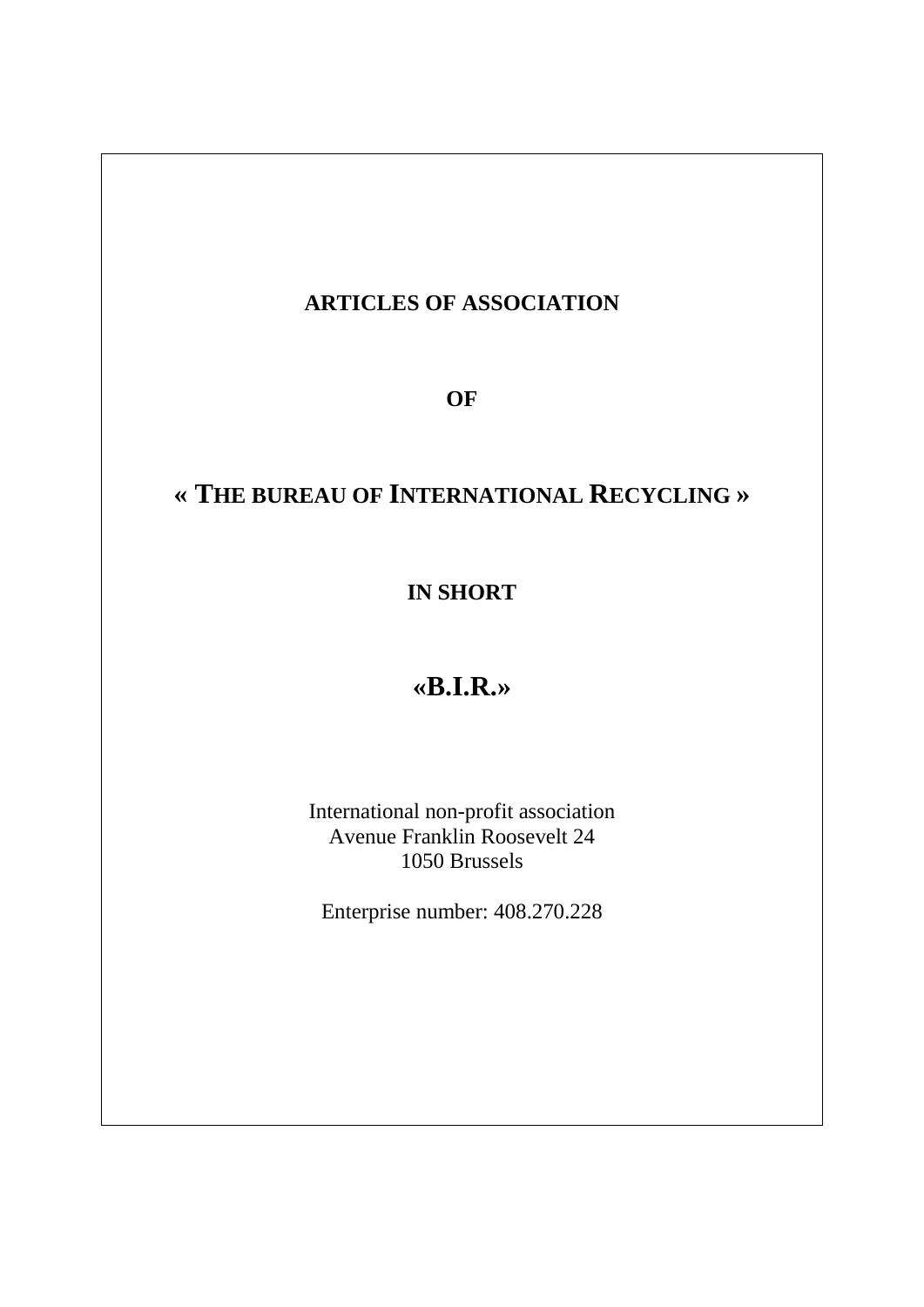# ARTICLES OF ASSOCIATION

# OF

# « THE BUREAU OF INTERNATIONAL RECYCLING »

# IN SHORT

# «B.I.R.»

International non-profit association
Avenue Franklin Roosevelt 24
1050 Brussels

Enterprise number: 408.270.228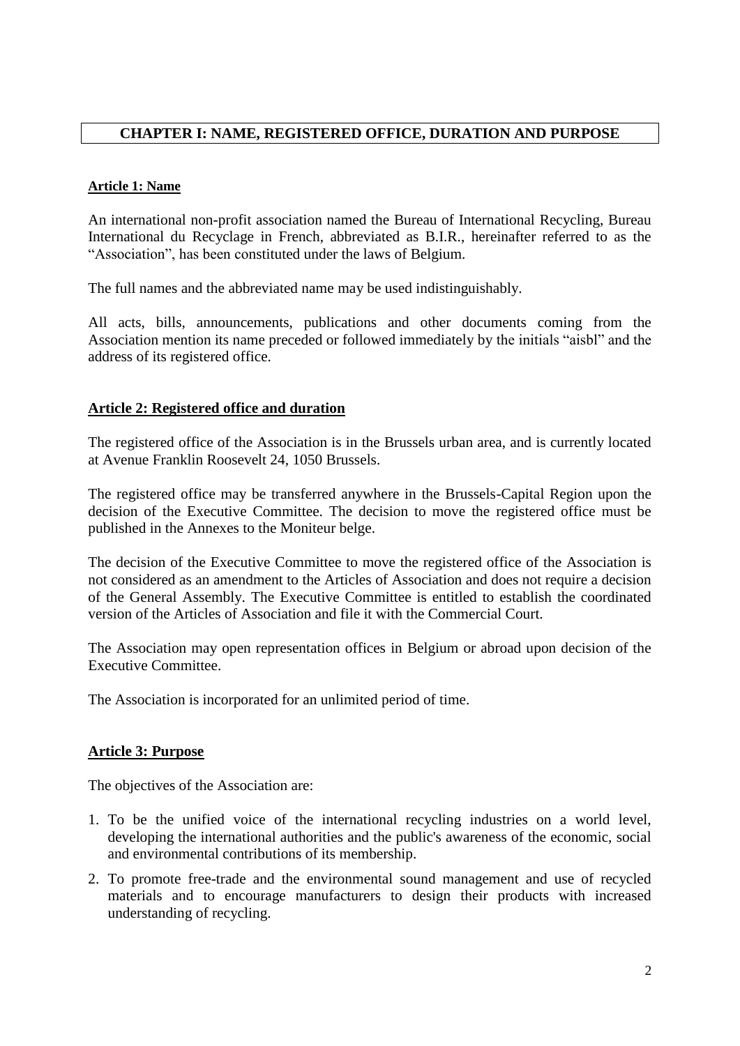## CHAPTER I: NAME, REGISTERED OFFICE, DURATION AND PURPOSE

### Article 1: Name

An international non-profit association named the Bureau of International Recycling, Bureau International du Recyclage in French, abbreviated as B.I.R., hereinafter referred to as the "Association", has been constituted under the laws of Belgium.

The full names and the abbreviated name may be used indistinguishably.

All acts, bills, announcements, publications and other documents coming from the Association mention its name preceded or followed immediately by the initials "aisbl" and the address of its registered office.

### Article 2: Registered office and duration

The registered office of the Association is in the Brussels urban area, and is currently located at Avenue Franklin Roosevelt 24, 1050 Brussels.

The registered office may be transferred anywhere in the Brussels-Capital Region upon the decision of the Executive Committee. The decision to move the registered office must be published in the Annexes to the Moniteur belge.

The decision of the Executive Committee to move the registered office of the Association is not considered as an amendment to the Articles of Association and does not require a decision of the General Assembly. The Executive Committee is entitled to establish the coordinated version of the Articles of Association and file it with the Commercial Court.

The Association may open representation offices in Belgium or abroad upon decision of the Executive Committee.

The Association is incorporated for an unlimited period of time.

### Article 3: Purpose

The objectives of the Association are:

1. To be the unified voice of the international recycling industries on a world level, developing the international authorities and the public's awareness of the economic, social and environmental contributions of its membership.
2. To promote free-trade and the environmental sound management and use of recycled materials and to encourage manufacturers to design their products with increased understanding of recycling.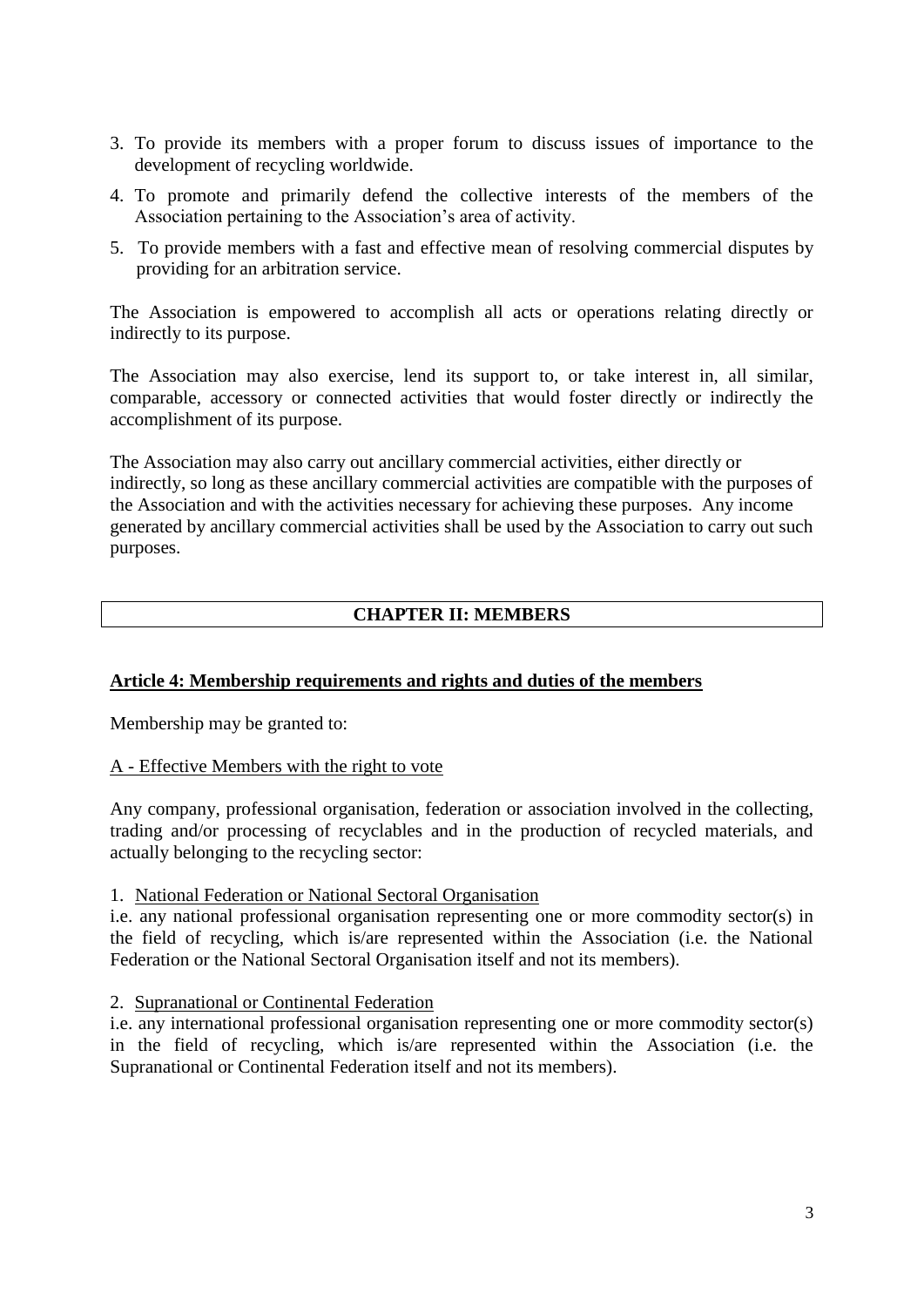3. To provide its members with a proper forum to discuss issues of importance to the development of recycling worldwide.
4. To promote and primarily defend the collective interests of the members of the Association pertaining to the Association's area of activity.
5. To provide members with a fast and effective mean of resolving commercial disputes by providing for an arbitration service.

The Association is empowered to accomplish all acts or operations relating directly or indirectly to its purpose.

The Association may also exercise, lend its support to, or take interest in, all similar, comparable, accessory or connected activities that would foster directly or indirectly the accomplishment of its purpose.

The Association may also carry out ancillary commercial activities, either directly or indirectly, so long as these ancillary commercial activities are compatible with the purposes of the Association and with the activities necessary for achieving these purposes. Any income generated by ancillary commercial activities shall be used by the Association to carry out such purposes.

## CHAPTER II: MEMBERS

### Article 4: Membership requirements and rights and duties of the members

Membership may be granted to:

A - Effective Members with the right to vote

Any company, professional organisation, federation or association involved in the collecting, trading and/or processing of recyclables and in the production of recycled materials, and actually belonging to the recycling sector:

1. National Federation or National Sectoral Organisation

i.e. any national professional organisation representing one or more commodity sector(s) in the field of recycling, which is/are represented within the Association (i.e. the National Federation or the National Sectoral Organisation itself and not its members).

2. Supranational or Continental Federation

i.e. any international professional organisation representing one or more commodity sector(s) in the field of recycling, which is/are represented within the Association (i.e. the Supranational or Continental Federation itself and not its members).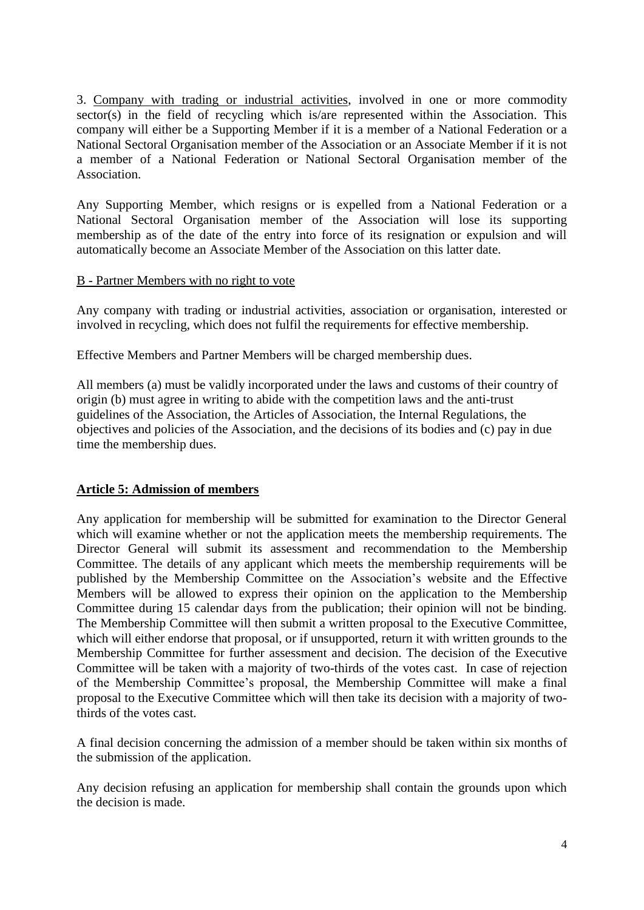3. Company with trading or industrial activities, involved in one or more commodity sector(s) in the field of recycling which is/are represented within the Association. This company will either be a Supporting Member if it is a member of a National Federation or a National Sectoral Organisation member of the Association or an Associate Member if it is not a member of a National Federation or National Sectoral Organisation member of the Association.

Any Supporting Member, which resigns or is expelled from a National Federation or a National Sectoral Organisation member of the Association will lose its supporting membership as of the date of the entry into force of its resignation or expulsion and will automatically become an Associate Member of the Association on this latter date.

B - Partner Members with no right to vote

Any company with trading or industrial activities, association or organisation, interested or involved in recycling, which does not fulfil the requirements for effective membership.

Effective Members and Partner Members will be charged membership dues.

All members (a) must be validly incorporated under the laws and customs of their country of origin (b) must agree in writing to abide with the competition laws and the anti-trust guidelines of the Association, the Articles of Association, the Internal Regulations, the objectives and policies of the Association, and the decisions of its bodies and (c) pay in due time the membership dues.

## Article 5: Admission of members

Any application for membership will be submitted for examination to the Director General which will examine whether or not the application meets the membership requirements. The Director General will submit its assessment and recommendation to the Membership Committee. The details of any applicant which meets the membership requirements will be published by the Membership Committee on the Association's website and the Effective Members will be allowed to express their opinion on the application to the Membership Committee during 15 calendar days from the publication; their opinion will not be binding. The Membership Committee will then submit a written proposal to the Executive Committee, which will either endorse that proposal, or if unsupported, return it with written grounds to the Membership Committee for further assessment and decision. The decision of the Executive Committee will be taken with a majority of two-thirds of the votes cast. In case of rejection of the Membership Committee's proposal, the Membership Committee will make a final proposal to the Executive Committee which will then take its decision with a majority of two-thirds of the votes cast.

A final decision concerning the admission of a member should be taken within six months of the submission of the application.

Any decision refusing an application for membership shall contain the grounds upon which the decision is made.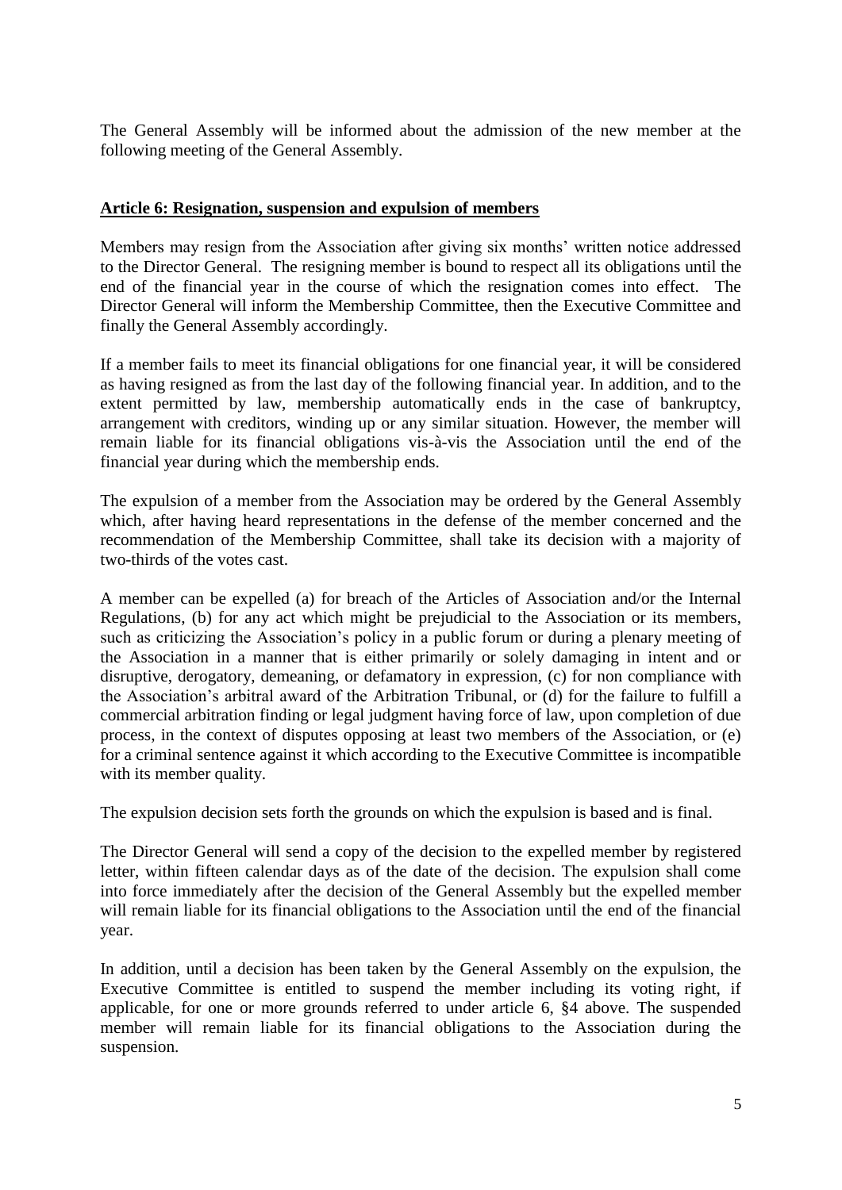The General Assembly will be informed about the admission of the new member at the following meeting of the General Assembly.

## Article 6: Resignation, suspension and expulsion of members

Members may resign from the Association after giving six months' written notice addressed to the Director General. The resigning member is bound to respect all its obligations until the end of the financial year in the course of which the resignation comes into effect. The Director General will inform the Membership Committee, then the Executive Committee and finally the General Assembly accordingly.

If a member fails to meet its financial obligations for one financial year, it will be considered as having resigned as from the last day of the following financial year. In addition, and to the extent permitted by law, membership automatically ends in the case of bankruptcy, arrangement with creditors, winding up or any similar situation. However, the member will remain liable for its financial obligations vis-à-vis the Association until the end of the financial year during which the membership ends.

The expulsion of a member from the Association may be ordered by the General Assembly which, after having heard representations in the defense of the member concerned and the recommendation of the Membership Committee, shall take its decision with a majority of two-thirds of the votes cast.

A member can be expelled (a) for breach of the Articles of Association and/or the Internal Regulations, (b) for any act which might be prejudicial to the Association or its members, such as criticizing the Association's policy in a public forum or during a plenary meeting of the Association in a manner that is either primarily or solely damaging in intent and or disruptive, derogatory, demeaning, or defamatory in expression, (c) for non compliance with the Association's arbitral award of the Arbitration Tribunal, or (d) for the failure to fulfill a commercial arbitration finding or legal judgment having force of law, upon completion of due process, in the context of disputes opposing at least two members of the Association, or (e) for a criminal sentence against it which according to the Executive Committee is incompatible with its member quality.

The expulsion decision sets forth the grounds on which the expulsion is based and is final.

The Director General will send a copy of the decision to the expelled member by registered letter, within fifteen calendar days as of the date of the decision. The expulsion shall come into force immediately after the decision of the General Assembly but the expelled member will remain liable for its financial obligations to the Association until the end of the financial year.

In addition, until a decision has been taken by the General Assembly on the expulsion, the Executive Committee is entitled to suspend the member including its voting right, if applicable, for one or more grounds referred to under article 6, §4 above. The suspended member will remain liable for its financial obligations to the Association during the suspension.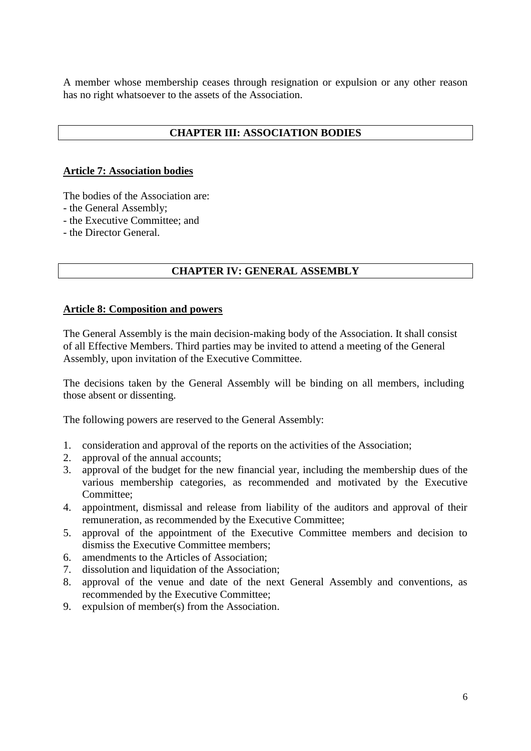A member whose membership ceases through resignation or expulsion or any other reason has no right whatsoever to the assets of the Association.

## CHAPTER III: ASSOCIATION BODIES

### Article 7: Association bodies

The bodies of the Association are:
- the General Assembly;
- the Executive Committee; and
- the Director General.

## CHAPTER IV: GENERAL ASSEMBLY

### Article 8: Composition and powers

The General Assembly is the main decision-making body of the Association. It shall consist of all Effective Members. Third parties may be invited to attend a meeting of the General Assembly, upon invitation of the Executive Committee.

The decisions taken by the General Assembly will be binding on all members, including those absent or dissenting.

The following powers are reserved to the General Assembly:

1. consideration and approval of the reports on the activities of the Association;
2. approval of the annual accounts;
3. approval of the budget for the new financial year, including the membership dues of the various membership categories, as recommended and motivated by the Executive Committee;
4. appointment, dismissal and release from liability of the auditors and approval of their remuneration, as recommended by the Executive Committee;
5. approval of the appointment of the Executive Committee members and decision to dismiss the Executive Committee members;
6. amendments to the Articles of Association;
7. dissolution and liquidation of the Association;
8. approval of the venue and date of the next General Assembly and conventions, as recommended by the Executive Committee;
9. expulsion of member(s) from the Association.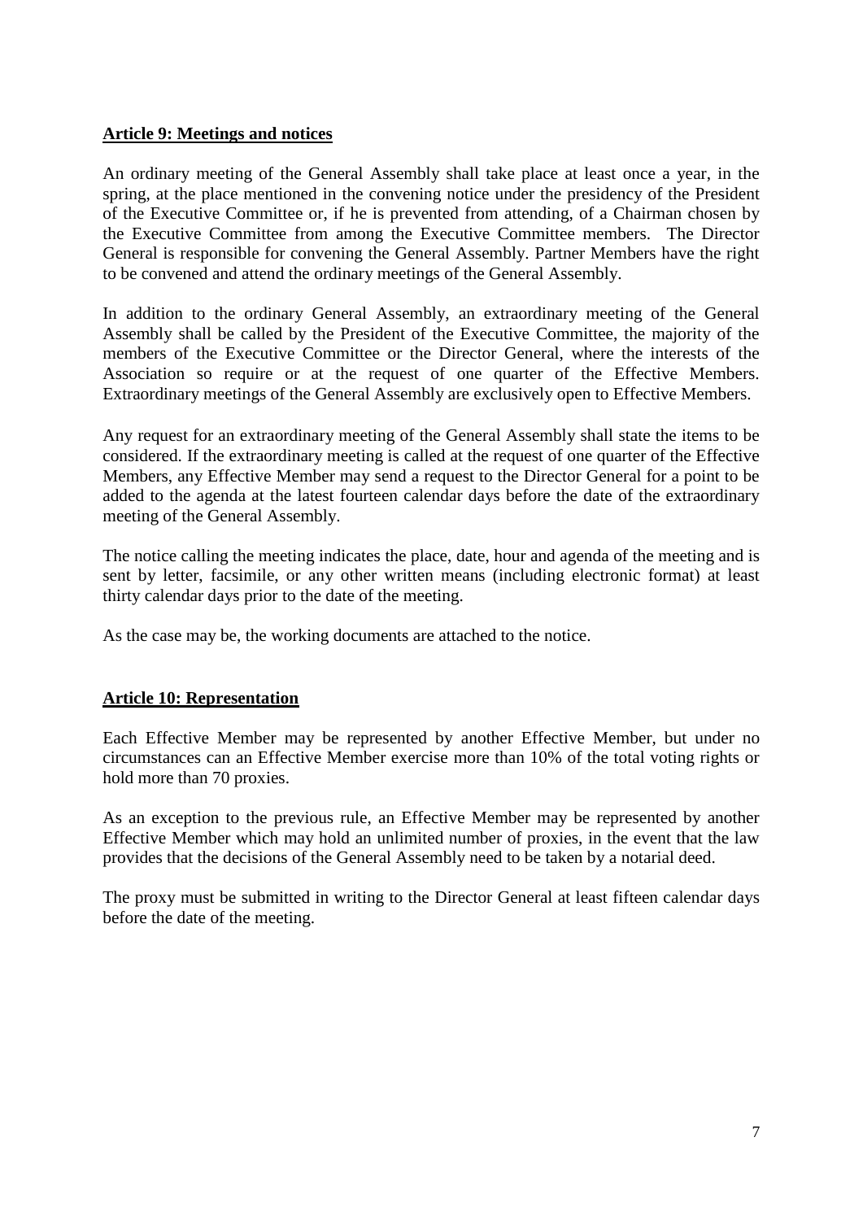**Article 9: Meetings and notices**

An ordinary meeting of the General Assembly shall take place at least once a year, in the spring, at the place mentioned in the convening notice under the presidency of the President of the Executive Committee or, if he is prevented from attending, of a Chairman chosen by the Executive Committee from among the Executive Committee members. The Director General is responsible for convening the General Assembly. Partner Members have the right to be convened and attend the ordinary meetings of the General Assembly.

In addition to the ordinary General Assembly, an extraordinary meeting of the General Assembly shall be called by the President of the Executive Committee, the majority of the members of the Executive Committee or the Director General, where the interests of the Association so require or at the request of one quarter of the Effective Members. Extraordinary meetings of the General Assembly are exclusively open to Effective Members.

Any request for an extraordinary meeting of the General Assembly shall state the items to be considered. If the extraordinary meeting is called at the request of one quarter of the Effective Members, any Effective Member may send a request to the Director General for a point to be added to the agenda at the latest fourteen calendar days before the date of the extraordinary meeting of the General Assembly.

The notice calling the meeting indicates the place, date, hour and agenda of the meeting and is sent by letter, facsimile, or any other written means (including electronic format) at least thirty calendar days prior to the date of the meeting.

As the case may be, the working documents are attached to the notice.

**Article 10: Representation**

Each Effective Member may be represented by another Effective Member, but under no circumstances can an Effective Member exercise more than 10% of the total voting rights or hold more than 70 proxies.

As an exception to the previous rule, an Effective Member may be represented by another Effective Member which may hold an unlimited number of proxies, in the event that the law provides that the decisions of the General Assembly need to be taken by a notarial deed.

The proxy must be submitted in writing to the Director General at least fifteen calendar days before the date of the meeting.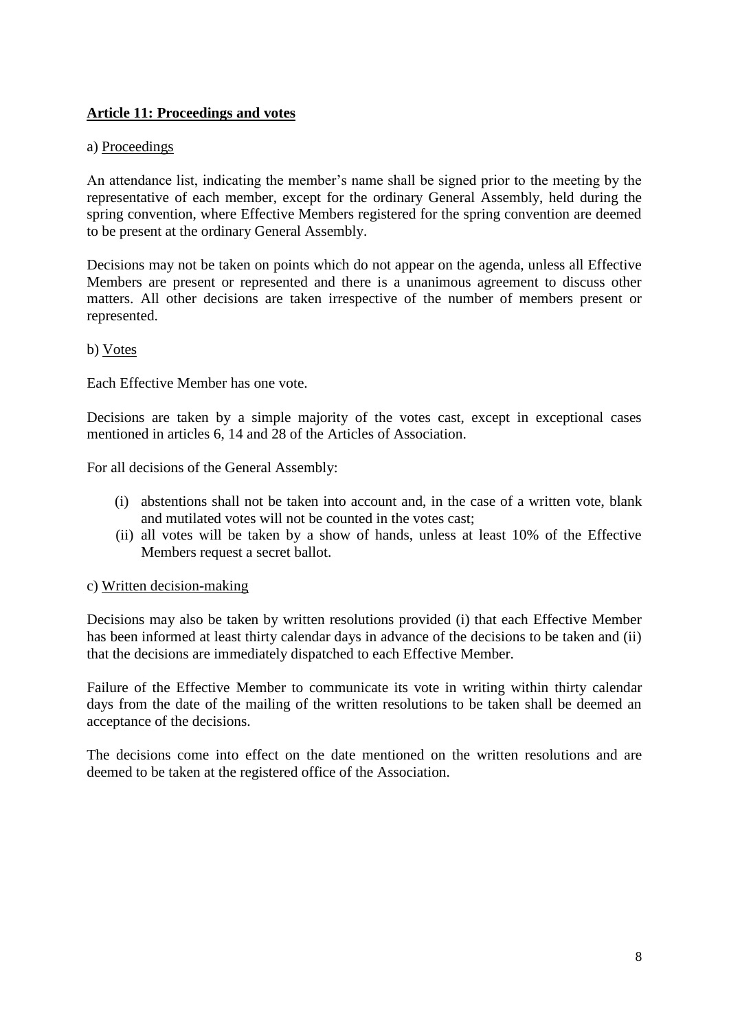## Article 11: Proceedings and votes

a) Proceedings

An attendance list, indicating the member's name shall be signed prior to the meeting by the representative of each member, except for the ordinary General Assembly, held during the spring convention, where Effective Members registered for the spring convention are deemed to be present at the ordinary General Assembly.

Decisions may not be taken on points which do not appear on the agenda, unless all Effective Members are present or represented and there is a unanimous agreement to discuss other matters. All other decisions are taken irrespective of the number of members present or represented.

b) Votes

Each Effective Member has one vote.

Decisions are taken by a simple majority of the votes cast, except in exceptional cases mentioned in articles 6, 14 and 28 of the Articles of Association.

For all decisions of the General Assembly:

(i) abstentions shall not be taken into account and, in the case of a written vote, blank and mutilated votes will not be counted in the votes cast;

(ii) all votes will be taken by a show of hands, unless at least 10% of the Effective Members request a secret ballot.

c) Written decision-making

Decisions may also be taken by written resolutions provided (i) that each Effective Member has been informed at least thirty calendar days in advance of the decisions to be taken and (ii) that the decisions are immediately dispatched to each Effective Member.

Failure of the Effective Member to communicate its vote in writing within thirty calendar days from the date of the mailing of the written resolutions to be taken shall be deemed an acceptance of the decisions.

The decisions come into effect on the date mentioned on the written resolutions and are deemed to be taken at the registered office of the Association.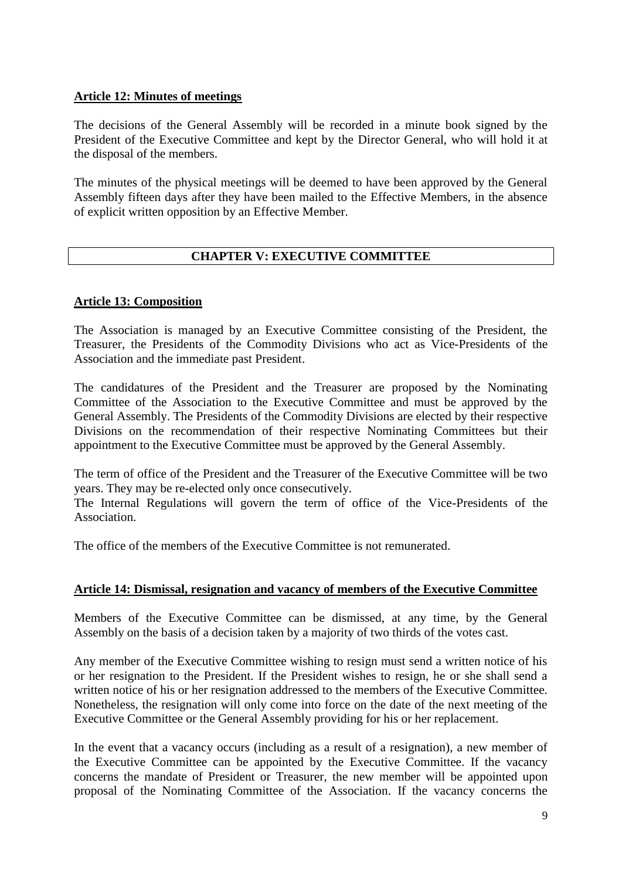### Article 12: Minutes of meetings

The decisions of the General Assembly will be recorded in a minute book signed by the President of the Executive Committee and kept by the Director General, who will hold it at the disposal of the members.

The minutes of the physical meetings will be deemed to have been approved by the General Assembly fifteen days after they have been mailed to the Effective Members, in the absence of explicit written opposition by an Effective Member.

## CHAPTER V: EXECUTIVE COMMITTEE

### Article 13: Composition

The Association is managed by an Executive Committee consisting of the President, the Treasurer, the Presidents of the Commodity Divisions who act as Vice-Presidents of the Association and the immediate past President.

The candidatures of the President and the Treasurer are proposed by the Nominating Committee of the Association to the Executive Committee and must be approved by the General Assembly. The Presidents of the Commodity Divisions are elected by their respective Divisions on the recommendation of their respective Nominating Committees but their appointment to the Executive Committee must be approved by the General Assembly.

The term of office of the President and the Treasurer of the Executive Committee will be two years. They may be re-elected only once consecutively.
The Internal Regulations will govern the term of office of the Vice-Presidents of the Association.

The office of the members of the Executive Committee is not remunerated.

### Article 14: Dismissal, resignation and vacancy of members of the Executive Committee

Members of the Executive Committee can be dismissed, at any time, by the General Assembly on the basis of a decision taken by a majority of two thirds of the votes cast.

Any member of the Executive Committee wishing to resign must send a written notice of his or her resignation to the President. If the President wishes to resign, he or she shall send a written notice of his or her resignation addressed to the members of the Executive Committee. Nonetheless, the resignation will only come into force on the date of the next meeting of the Executive Committee or the General Assembly providing for his or her replacement.

In the event that a vacancy occurs (including as a result of a resignation), a new member of the Executive Committee can be appointed by the Executive Committee. If the vacancy concerns the mandate of President or Treasurer, the new member will be appointed upon proposal of the Nominating Committee of the Association. If the vacancy concerns the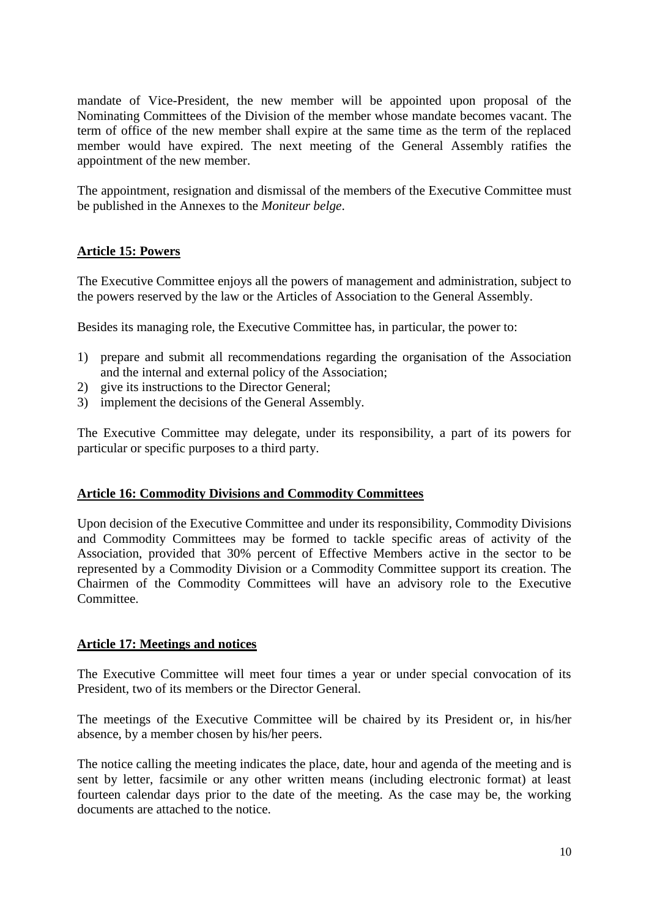mandate of Vice-President, the new member will be appointed upon proposal of the Nominating Committees of the Division of the member whose mandate becomes vacant. The term of office of the new member shall expire at the same time as the term of the replaced member would have expired. The next meeting of the General Assembly ratifies the appointment of the new member.

The appointment, resignation and dismissal of the members of the Executive Committee must be published in the Annexes to the *Moniteur belge*.

## Article 15: Powers

The Executive Committee enjoys all the powers of management and administration, subject to the powers reserved by the law or the Articles of Association to the General Assembly.

Besides its managing role, the Executive Committee has, in particular, the power to:

1) prepare and submit all recommendations regarding the organisation of the Association and the internal and external policy of the Association;
2) give its instructions to the Director General;
3) implement the decisions of the General Assembly.

The Executive Committee may delegate, under its responsibility, a part of its powers for particular or specific purposes to a third party.

## Article 16: Commodity Divisions and Commodity Committees

Upon decision of the Executive Committee and under its responsibility, Commodity Divisions and Commodity Committees may be formed to tackle specific areas of activity of the Association, provided that 30% percent of Effective Members active in the sector to be represented by a Commodity Division or a Commodity Committee support its creation. The Chairmen of the Commodity Committees will have an advisory role to the Executive Committee.

## Article 17: Meetings and notices

The Executive Committee will meet four times a year or under special convocation of its President, two of its members or the Director General.

The meetings of the Executive Committee will be chaired by its President or, in his/her absence, by a member chosen by his/her peers.

The notice calling the meeting indicates the place, date, hour and agenda of the meeting and is sent by letter, facsimile or any other written means (including electronic format) at least fourteen calendar days prior to the date of the meeting. As the case may be, the working documents are attached to the notice.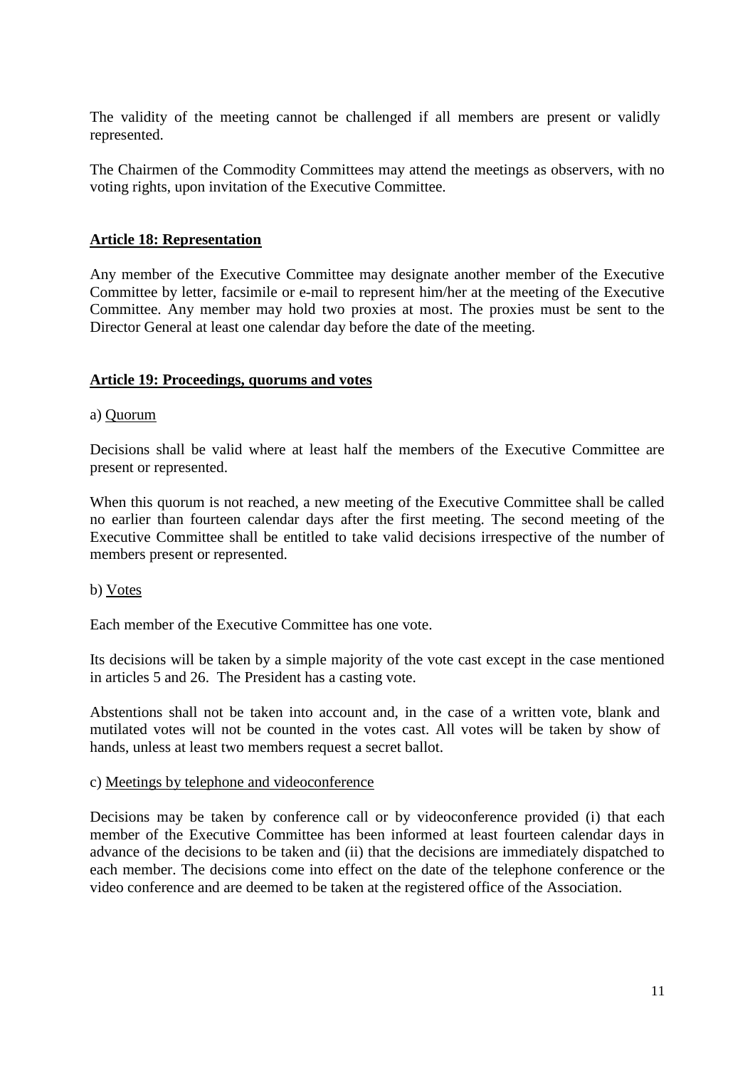The validity of the meeting cannot be challenged if all members are present or validly represented.

The Chairmen of the Commodity Committees may attend the meetings as observers, with no voting rights, upon invitation of the Executive Committee.

## Article 18: Representation

Any member of the Executive Committee may designate another member of the Executive Committee by letter, facsimile or e-mail to represent him/her at the meeting of the Executive Committee. Any member may hold two proxies at most. The proxies must be sent to the Director General at least one calendar day before the date of the meeting.

## Article 19: Proceedings, quorums and votes

a) Quorum

Decisions shall be valid where at least half the members of the Executive Committee are present or represented.

When this quorum is not reached, a new meeting of the Executive Committee shall be called no earlier than fourteen calendar days after the first meeting. The second meeting of the Executive Committee shall be entitled to take valid decisions irrespective of the number of members present or represented.

b) Votes

Each member of the Executive Committee has one vote.

Its decisions will be taken by a simple majority of the vote cast except in the case mentioned in articles 5 and 26. The President has a casting vote.

Abstentions shall not be taken into account and, in the case of a written vote, blank and mutilated votes will not be counted in the votes cast. All votes will be taken by show of hands, unless at least two members request a secret ballot.

c) Meetings by telephone and videoconference

Decisions may be taken by conference call or by videoconference provided (i) that each member of the Executive Committee has been informed at least fourteen calendar days in advance of the decisions to be taken and (ii) that the decisions are immediately dispatched to each member. The decisions come into effect on the date of the telephone conference or the video conference and are deemed to be taken at the registered office of the Association.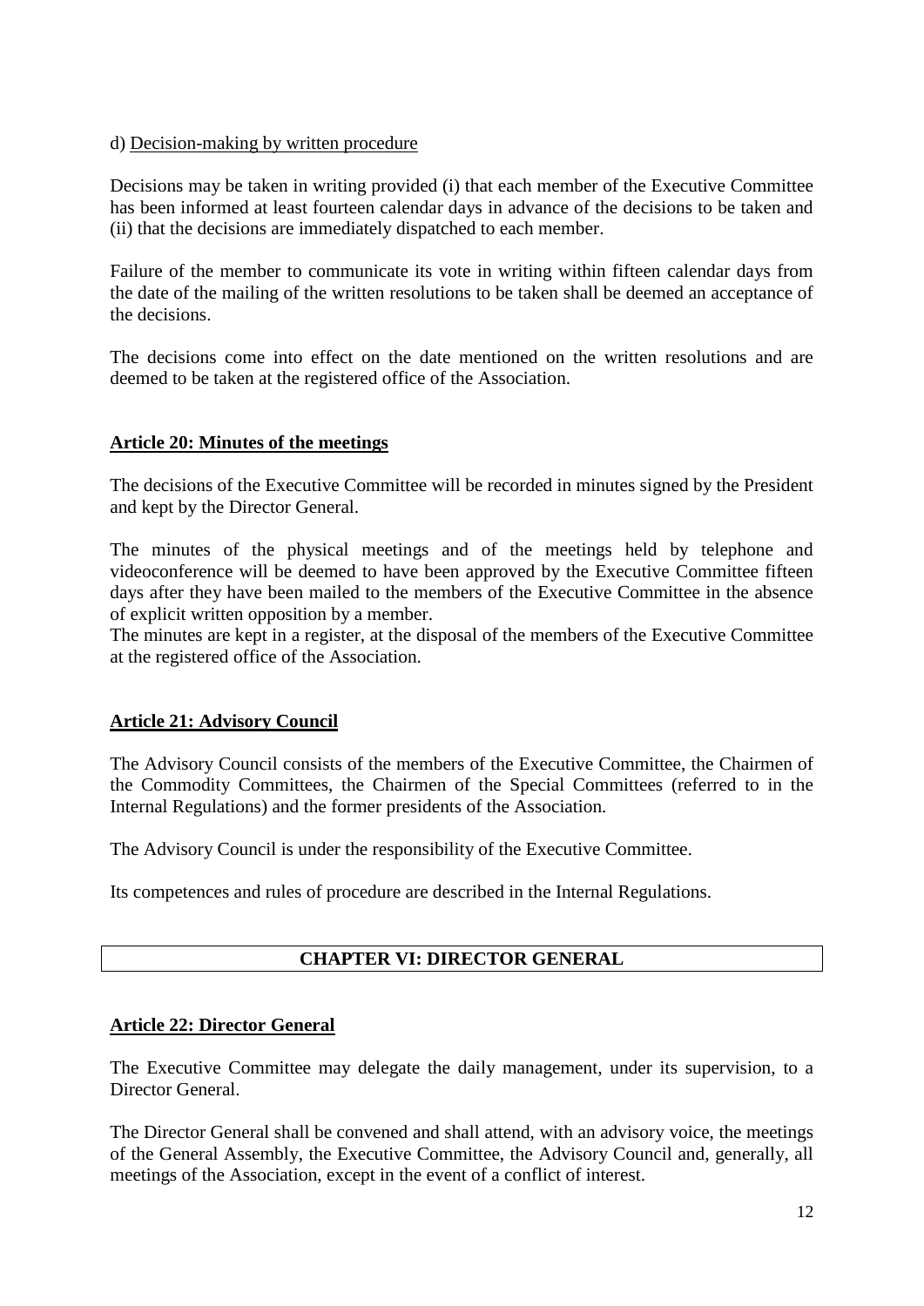d) Decision-making by written procedure

Decisions may be taken in writing provided (i) that each member of the Executive Committee has been informed at least fourteen calendar days in advance of the decisions to be taken and (ii) that the decisions are immediately dispatched to each member.

Failure of the member to communicate its vote in writing within fifteen calendar days from the date of the mailing of the written resolutions to be taken shall be deemed an acceptance of the decisions.

The decisions come into effect on the date mentioned on the written resolutions and are deemed to be taken at the registered office of the Association.

### Article 20: Minutes of the meetings

The decisions of the Executive Committee will be recorded in minutes signed by the President and kept by the Director General.

The minutes of the physical meetings and of the meetings held by telephone and videoconference will be deemed to have been approved by the Executive Committee fifteen days after they have been mailed to the members of the Executive Committee in the absence of explicit written opposition by a member.
The minutes are kept in a register, at the disposal of the members of the Executive Committee at the registered office of the Association.

### Article 21: Advisory Council

The Advisory Council consists of the members of the Executive Committee, the Chairmen of the Commodity Committees, the Chairmen of the Special Committees (referred to in the Internal Regulations) and the former presidents of the Association.

The Advisory Council is under the responsibility of the Executive Committee.

Its competences and rules of procedure are described in the Internal Regulations.

## CHAPTER VI: DIRECTOR GENERAL

### Article 22: Director General

The Executive Committee may delegate the daily management, under its supervision, to a Director General.

The Director General shall be convened and shall attend, with an advisory voice, the meetings of the General Assembly, the Executive Committee, the Advisory Council and, generally, all meetings of the Association, except in the event of a conflict of interest.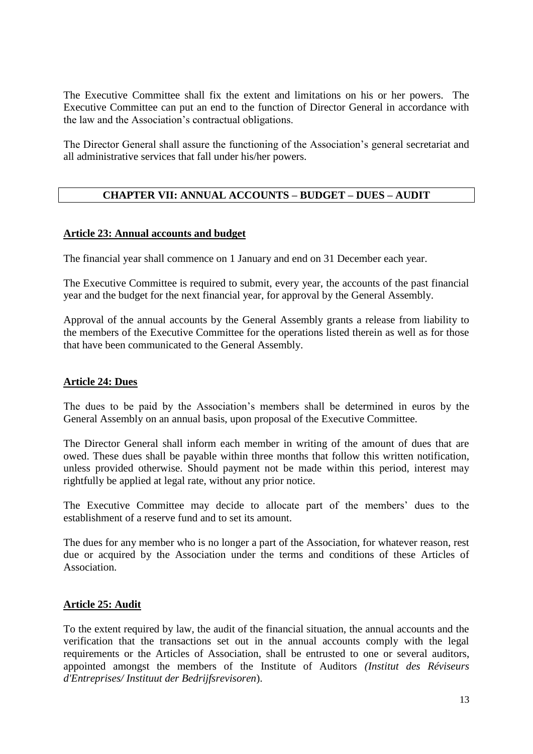The Executive Committee shall fix the extent and limitations on his or her powers. The Executive Committee can put an end to the function of Director General in accordance with the law and the Association's contractual obligations.

The Director General shall assure the functioning of the Association's general secretariat and all administrative services that fall under his/her powers.

## CHAPTER VII: ANNUAL ACCOUNTS – BUDGET – DUES – AUDIT

### Article 23: Annual accounts and budget

The financial year shall commence on 1 January and end on 31 December each year.

The Executive Committee is required to submit, every year, the accounts of the past financial year and the budget for the next financial year, for approval by the General Assembly.

Approval of the annual accounts by the General Assembly grants a release from liability to the members of the Executive Committee for the operations listed therein as well as for those that have been communicated to the General Assembly.

### Article 24: Dues

The dues to be paid by the Association's members shall be determined in euros by the General Assembly on an annual basis, upon proposal of the Executive Committee.

The Director General shall inform each member in writing of the amount of dues that are owed. These dues shall be payable within three months that follow this written notification, unless provided otherwise. Should payment not be made within this period, interest may rightfully be applied at legal rate, without any prior notice.

The Executive Committee may decide to allocate part of the members' dues to the establishment of a reserve fund and to set its amount.

The dues for any member who is no longer a part of the Association, for whatever reason, rest due or acquired by the Association under the terms and conditions of these Articles of Association.

### Article 25: Audit

To the extent required by law, the audit of the financial situation, the annual accounts and the verification that the transactions set out in the annual accounts comply with the legal requirements or the Articles of Association, shall be entrusted to one or several auditors, appointed amongst the members of the Institute of Auditors *(Institut des Réviseurs d'Entreprises/ Instituut der Bedrijfsrevisoren*).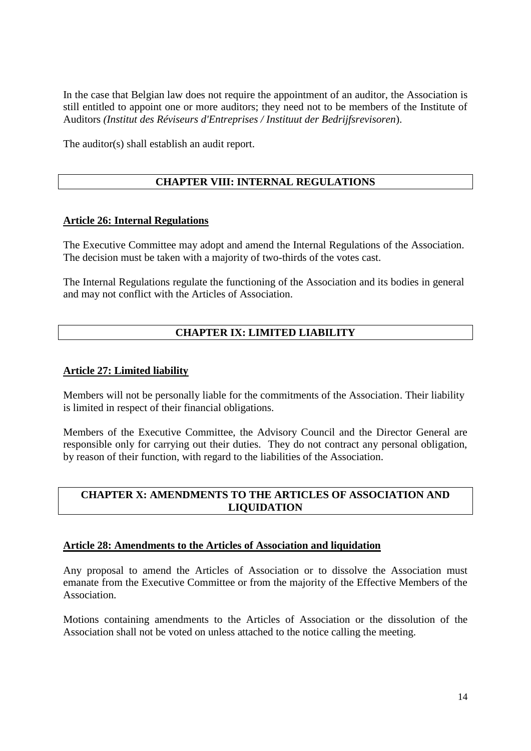In the case that Belgian law does not require the appointment of an auditor, the Association is still entitled to appoint one or more auditors; they need not to be members of the Institute of Auditors *(Institut des Réviseurs d'Entreprises / Instituut der Bedrijfsrevisoren*).

The auditor(s) shall establish an audit report.

## CHAPTER VIII: INTERNAL REGULATIONS

### Article 26: Internal Regulations

The Executive Committee may adopt and amend the Internal Regulations of the Association. The decision must be taken with a majority of two-thirds of the votes cast.

The Internal Regulations regulate the functioning of the Association and its bodies in general and may not conflict with the Articles of Association.

## CHAPTER IX: LIMITED LIABILITY

### Article 27: Limited liability

Members will not be personally liable for the commitments of the Association. Their liability is limited in respect of their financial obligations.

Members of the Executive Committee, the Advisory Council and the Director General are responsible only for carrying out their duties. They do not contract any personal obligation, by reason of their function, with regard to the liabilities of the Association.

## CHAPTER X: AMENDMENTS TO THE ARTICLES OF ASSOCIATION AND LIQUIDATION

### Article 28: Amendments to the Articles of Association and liquidation

Any proposal to amend the Articles of Association or to dissolve the Association must emanate from the Executive Committee or from the majority of the Effective Members of the Association.

Motions containing amendments to the Articles of Association or the dissolution of the Association shall not be voted on unless attached to the notice calling the meeting.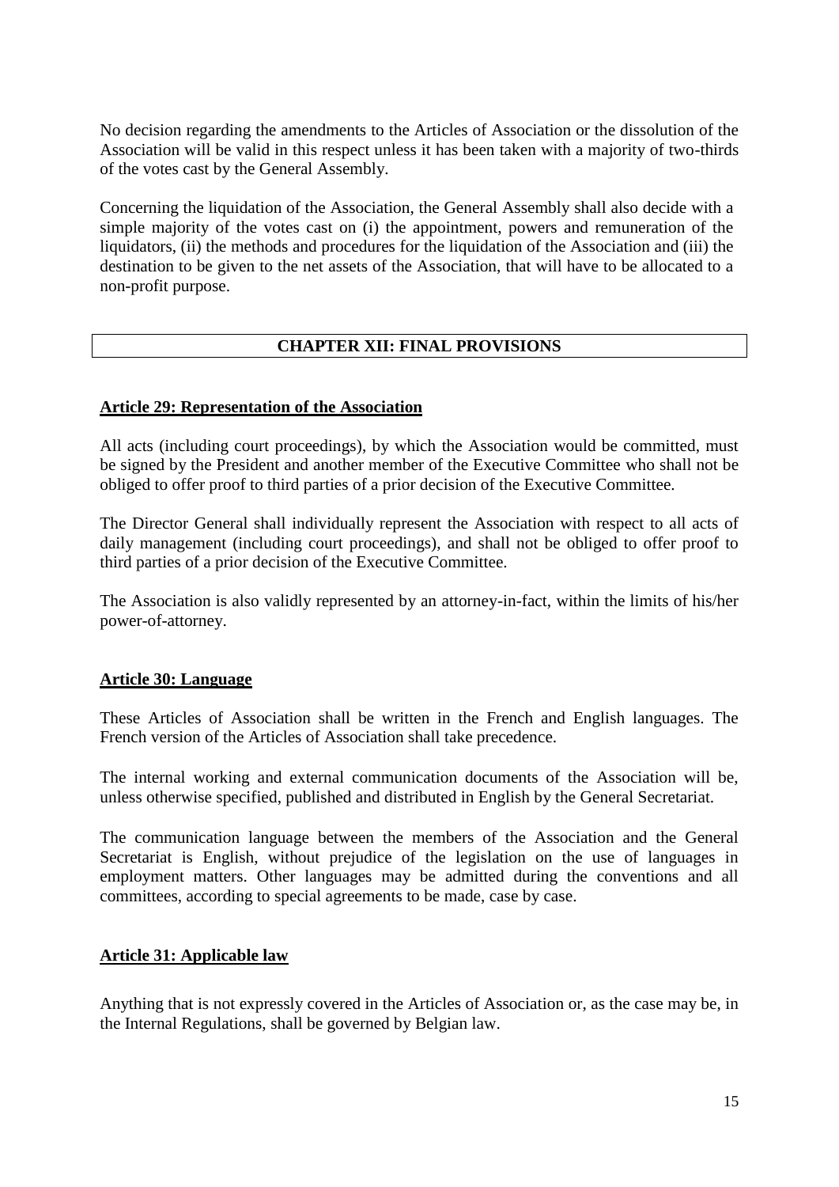No decision regarding the amendments to the Articles of Association or the dissolution of the Association will be valid in this respect unless it has been taken with a majority of two-thirds of the votes cast by the General Assembly.

Concerning the liquidation of the Association, the General Assembly shall also decide with a simple majority of the votes cast on (i) the appointment, powers and remuneration of the liquidators, (ii) the methods and procedures for the liquidation of the Association and (iii) the destination to be given to the net assets of the Association, that will have to be allocated to a non-profit purpose.

## CHAPTER XII: FINAL PROVISIONS

### Article 29: Representation of the Association

All acts (including court proceedings), by which the Association would be committed, must be signed by the President and another member of the Executive Committee who shall not be obliged to offer proof to third parties of a prior decision of the Executive Committee.

The Director General shall individually represent the Association with respect to all acts of daily management (including court proceedings), and shall not be obliged to offer proof to third parties of a prior decision of the Executive Committee.

The Association is also validly represented by an attorney-in-fact, within the limits of his/her power-of-attorney.

### Article 30: Language

These Articles of Association shall be written in the French and English languages. The French version of the Articles of Association shall take precedence.

The internal working and external communication documents of the Association will be, unless otherwise specified, published and distributed in English by the General Secretariat.

The communication language between the members of the Association and the General Secretariat is English, without prejudice of the legislation on the use of languages in employment matters. Other languages may be admitted during the conventions and all committees, according to special agreements to be made, case by case.

### Article 31: Applicable law

Anything that is not expressly covered in the Articles of Association or, as the case may be, in the Internal Regulations, shall be governed by Belgian law.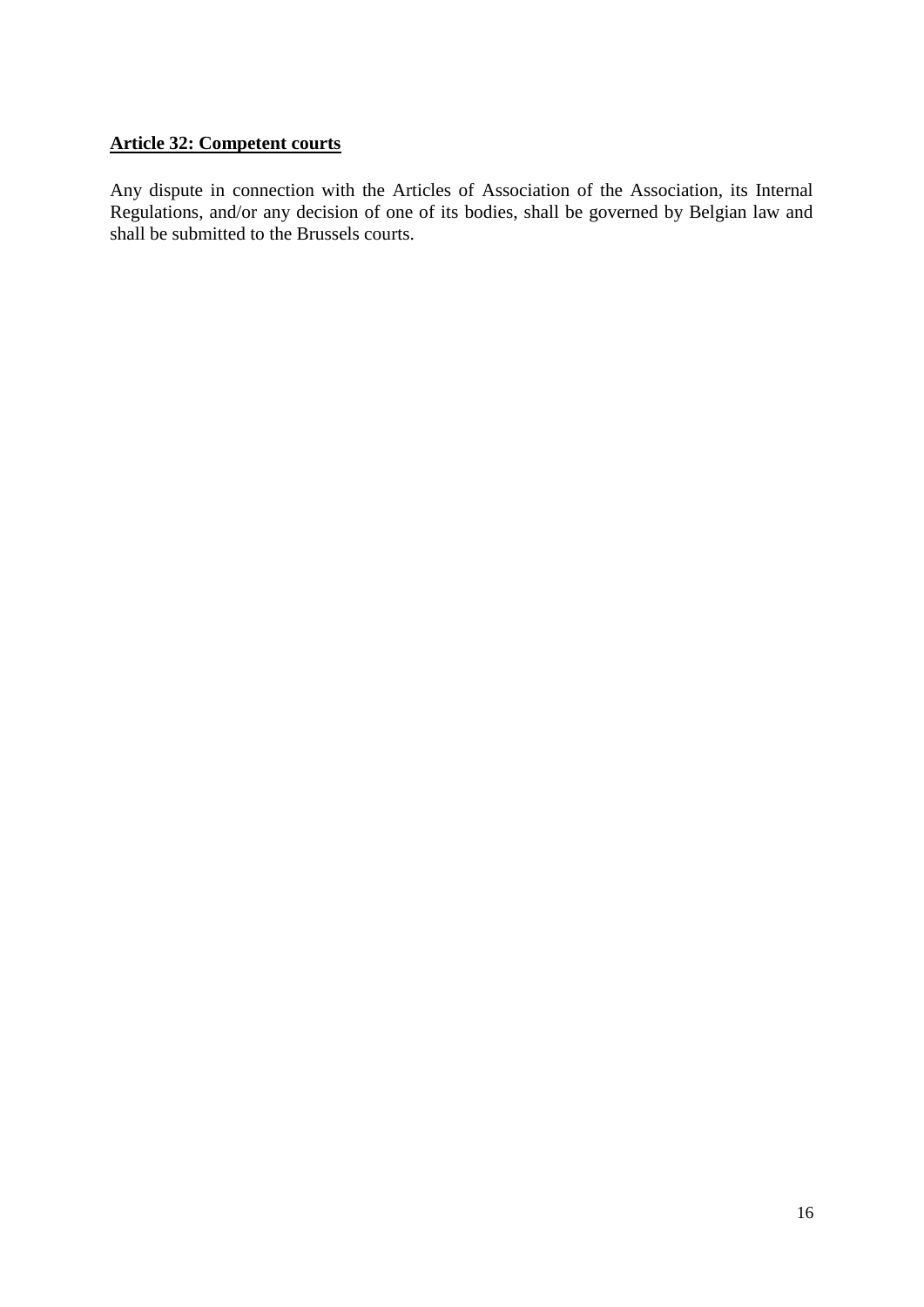**Article 32: Competent courts**

Any dispute in connection with the Articles of Association of the Association, its Internal Regulations, and/or any decision of one of its bodies, shall be governed by Belgian law and shall be submitted to the Brussels courts.